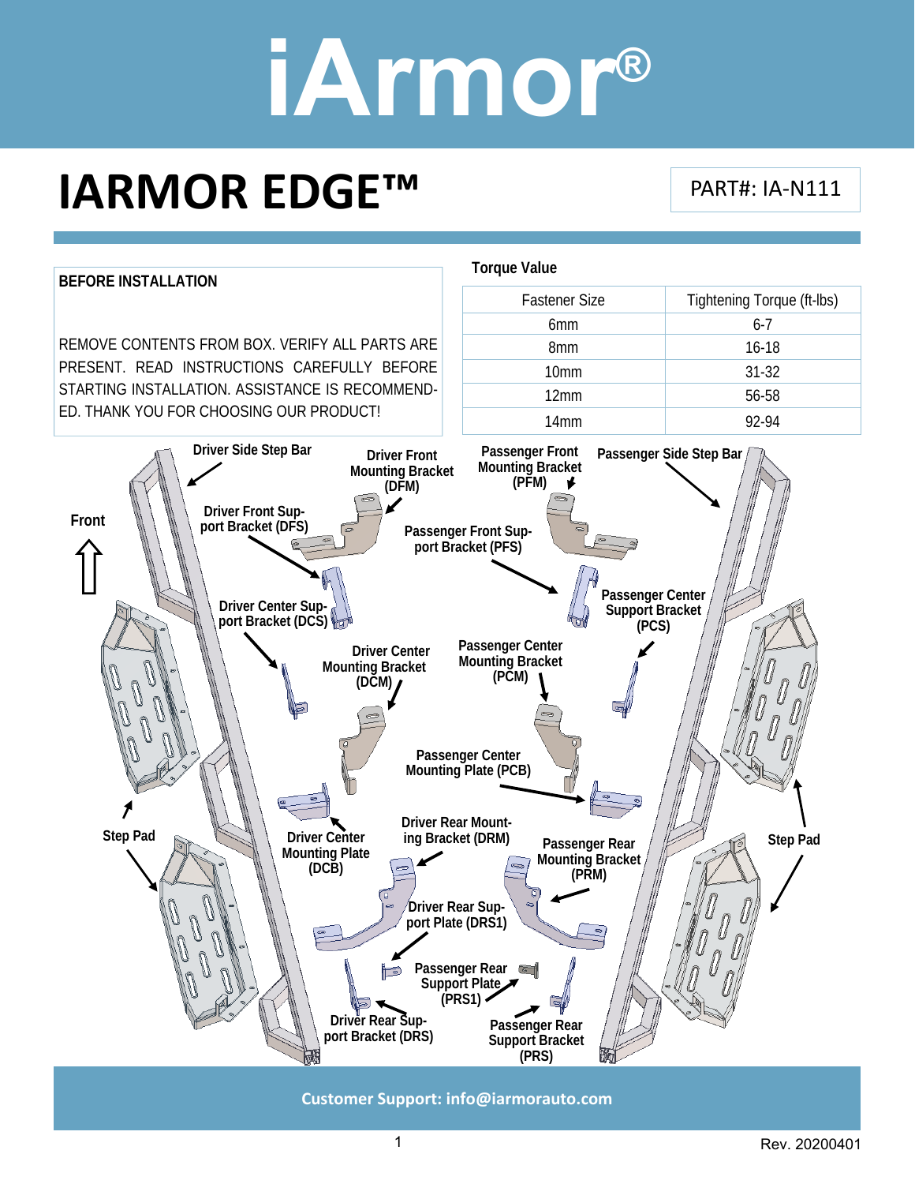# iArmor®

# IARMOR EDGE™

PART#: IA-N111

**BEFORE INSTALLATION**

REMOVE CONTENTS FROM BOX. VERIFY ALL PARTS ARE PRESENT. READ INSTRUCTIONS CAREFULLY BEFORE STARTING INSTALLATION. ASSISTANCE IS RECOMMENDED. THANK YOU FOR CHOOSING OUR PRODUCT!

**Torque Value**

| Fastener Size | Tightening Torque (ft-lbs) |
|---|---|
| 6mm | 6-7 |
| 8mm | 16-18 |
| 10mm | 31-32 |
| 12mm | 56-58 |
| 14mm | 92-94 |

Front

Driver Side Step Bar

Driver Front Mounting Bracket (DFM)

Passenger Front Mounting Bracket (PFM)

Passenger Side Step Bar

Driver Front Support Bracket (DFS)

Passenger Front Support Bracket (PFS)

Driver Center Support Bracket (DCS)

Passenger Center Support Bracket (PCS)

Driver Center Mounting Bracket (DCM)

Passenger Center Mounting Bracket (PCM)

Passenger Center Mounting Plate (PCB)

Step Pad

Driver Center Mounting Plate (DCB)

Driver Rear Mounting Bracket (DRM)

Passenger Rear Mounting Bracket (PRM)

Step Pad

Driver Rear Support Plate (DRS1)

Passenger Rear Support Plate (PRS1)

Driver Rear Support Bracket (DRS)

Passenger Rear Support Bracket (PRS)

**Customer Support: info@iarmorauto.com**

Rev. 20200401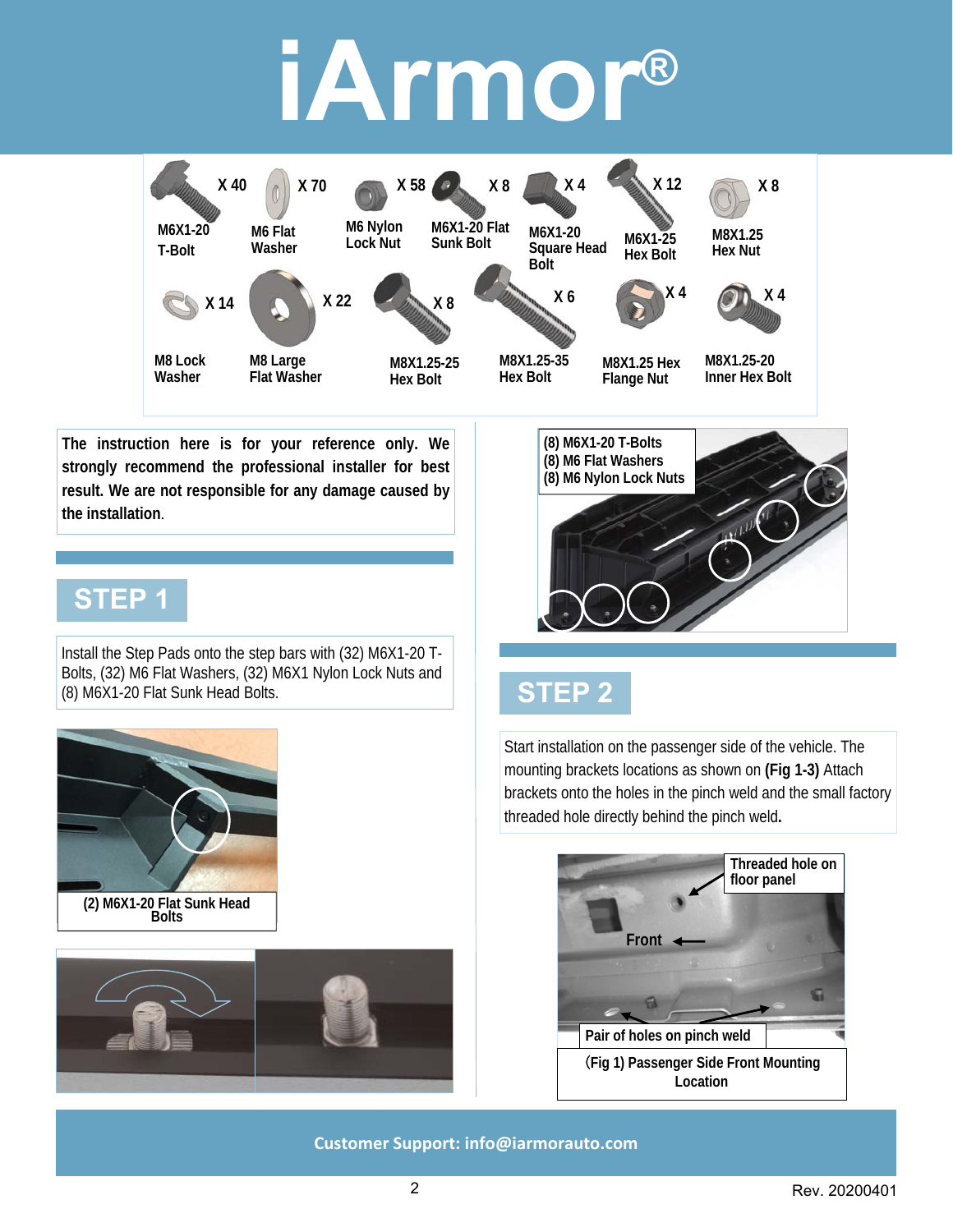# iArmor®

| Part | Quantity |
|---|---|
| M6X1-20 T-Bolt | X 40 |
| M6 Flat Washer | X 70 |
| M6 Nylon Lock Nut | X 58 |
| M6X1-20 Flat Sunk Bolt | X 8 |
| M6X1-20 Square Head Bolt | X 4 |
| M6X1-25 Hex Bolt | X 12 |
| M8X1.25 Hex Nut | X 8 |
| M8 Lock Washer | X 14 |
| M8 Large Flat Washer | X 22 |
| M8X1.25-25 Hex Bolt | X 8 |
| M8X1.25-35 Hex Bolt | X 6 |
| M8X1.25 Hex Flange Nut | X 4 |
| M8X1.25-20 Inner Hex Bolt | X 4 |

**The instruction here is for your reference only. We strongly recommend the professional installer for best result. We are not responsible for any damage caused by the installation.**

## STEP 1

Install the Step Pads onto the step bars with (32) M6X1-20 T-Bolts, (32) M6 Flat Washers, (32) M6X1 Nylon Lock Nuts and (8) M6X1-20 Flat Sunk Head Bolts.

**(2) M6X1-20 Flat Sunk Head Bolts**

**(8) M6X1-20 T-Bolts**
**(8) M6 Flat Washers**
**(8) M6 Nylon Lock Nuts**

## STEP 2

Start installation on the passenger side of the vehicle. The mounting brackets locations as shown on **(Fig 1-3)** Attach brackets onto the holes in the pinch weld and the small factory threaded hole directly behind the pinch weld**.**

**Threaded hole on floor panel**

**Front**

**Pair of holes on pinch weld**

**(Fig 1) Passenger Side Front Mounting Location**

**Customer Support: info@iarmorauto.com**

Rev. 20200401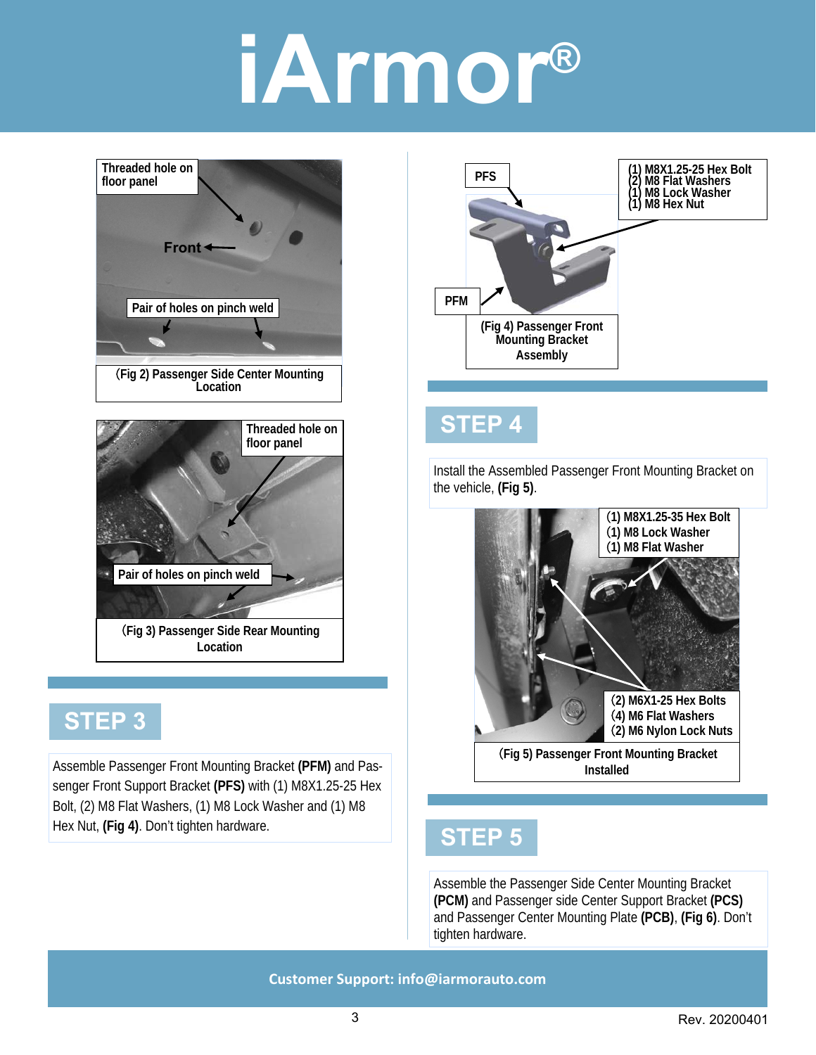Threaded hole on floor panel

Front

Pair of holes on pinch weld

(Fig 2) Passenger Side Center Mounting Location

Threaded hole on floor panel

Pair of holes on pinch weld

(Fig 3) Passenger Side Rear Mounting Location

## STEP 3

Assemble Passenger Front Mounting Bracket **(PFM)** and Passenger Front Support Bracket **(PFS)** with (1) M8X1.25-25 Hex Bolt, (2) M8 Flat Washers, (1) M8 Lock Washer and (1) M8 Hex Nut, **(Fig 4)**. Don't tighten hardware.

PFS

(1) M8X1.25-25 Hex Bolt
(2) M8 Flat Washers
(1) M8 Lock Washer
(1) M8 Hex Nut

PFM

(Fig 4) Passenger Front Mounting Bracket Assembly

## STEP 4

Install the Assembled Passenger Front Mounting Bracket on the vehicle, **(Fig 5)**.

(1) M8X1.25-35 Hex Bolt
(1) M8 Lock Washer
(1) M8 Flat Washer

(2) M6X1-25 Hex Bolts
(4) M6 Flat Washers
(2) M6 Nylon Lock Nuts

(Fig 5) Passenger Front Mounting Bracket Installed

## STEP 5

Assemble the Passenger Side Center Mounting Bracket **(PCM)** and Passenger side Center Support Bracket **(PCS)** and Passenger Center Mounting Plate **(PCB)**, **(Fig 6)**. Don't tighten hardware.

Customer Support: info@iarmorauto.com

Rev. 20200401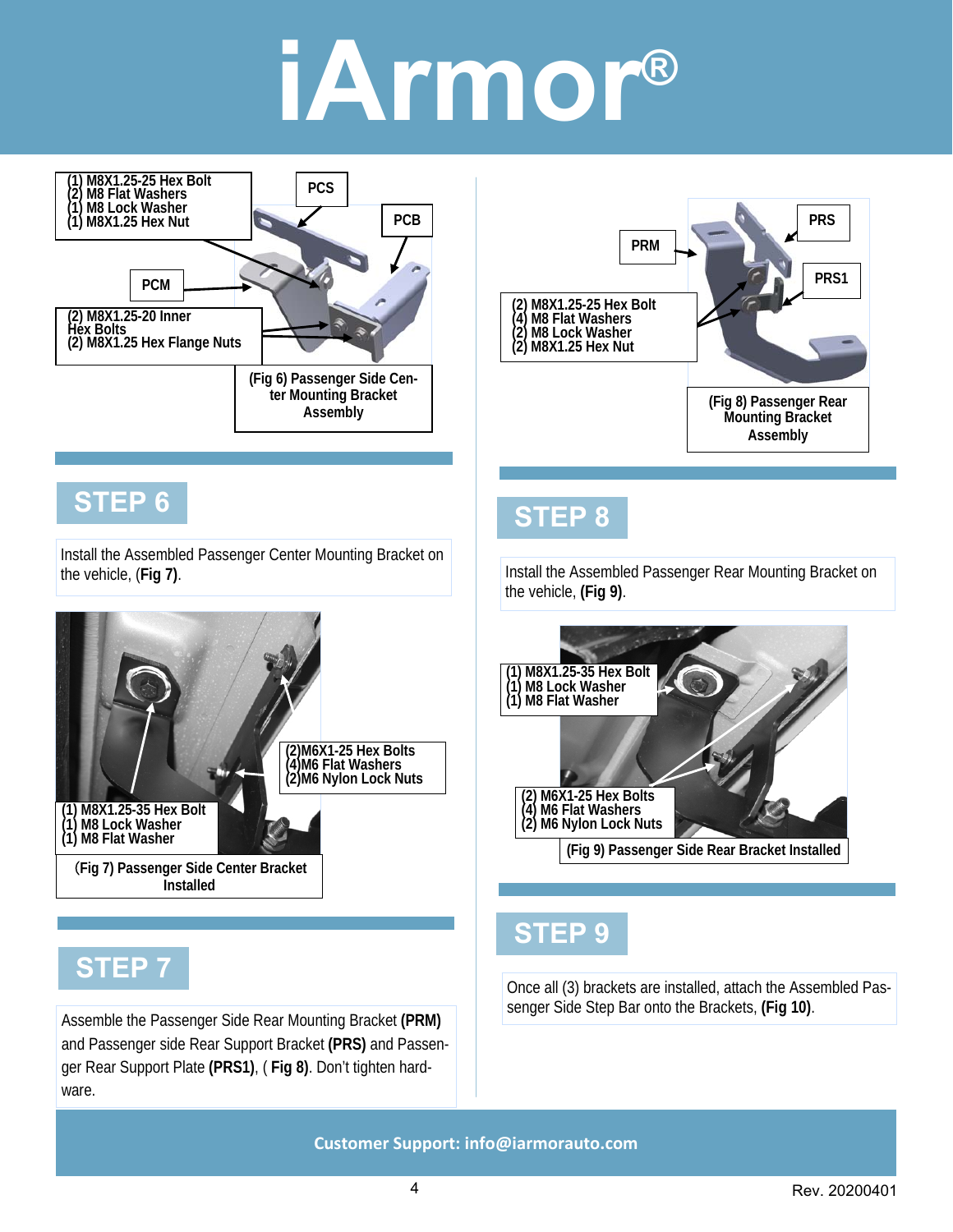# iArmor®

(1) M8X1.25-25 Hex Bolt
(2) M8 Flat Washers
(1) M8 Lock Washer
(1) M8X1.25 Hex Nut

PCS

PCB

PCM

(2) M8X1.25-20 Inner Hex Bolts
(2) M8X1.25 Hex Flange Nuts

(Fig 6) Passenger Side Center Mounting Bracket Assembly

## STEP 6

Install the Assembled Passenger Center Mounting Bracket on the vehicle, (**Fig 7**).

(2)M6X1-25 Hex Bolts
(4)M6 Flat Washers
(2)M6 Nylon Lock Nuts

(1) M8X1.25-35 Hex Bolt
(1) M8 Lock Washer
(1) M8 Flat Washer

(Fig 7) Passenger Side Center Bracket Installed

## STEP 7

Assemble the Passenger Side Rear Mounting Bracket **(PRM)** and Passenger side Rear Support Bracket **(PRS)** and Passenger Rear Support Plate **(PRS1)**, ( **Fig 8)**. Don't tighten hardware.

PRS

PRM

PRS1

(2) M8X1.25-25 Hex Bolt
(4) M8 Flat Washers
(2) M8 Lock Washer
(2) M8X1.25 Hex Nut

(Fig 8) Passenger Rear Mounting Bracket Assembly

## STEP 8

Install the Assembled Passenger Rear Mounting Bracket on the vehicle, **(Fig 9)**.

(1) M8X1.25-35 Hex Bolt
(1) M8 Lock Washer
(1) M8 Flat Washer

(2) M6X1-25 Hex Bolts
(4) M6 Flat Washers
(2) M6 Nylon Lock Nuts

(Fig 9) Passenger Side Rear Bracket Installed

## STEP 9

Once all (3) brackets are installed, attach the Assembled Passenger Side Step Bar onto the Brackets, **(Fig 10)**.

Customer Support: info@iarmorauto.com

Rev. 20200401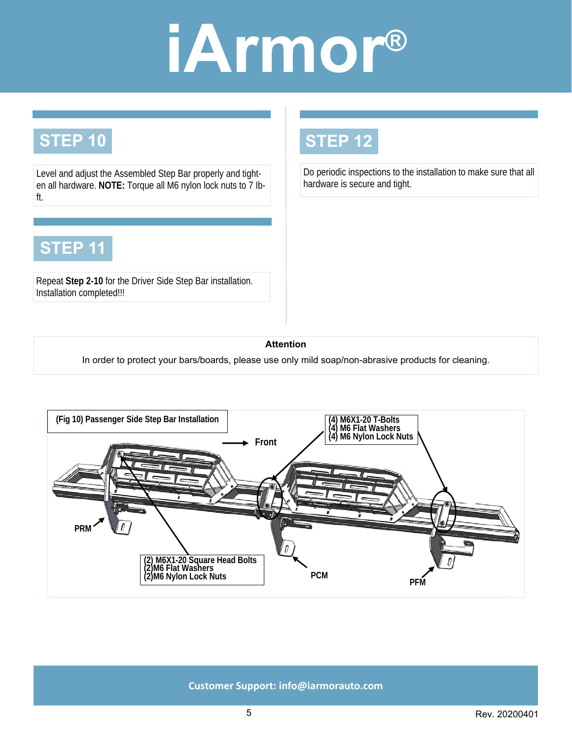# iArmor®

## STEP 10

Level and adjust the Assembled Step Bar properly and tighten all hardware. **NOTE:** Torque all M6 nylon lock nuts to 7 lb-ft.

## STEP 11

Repeat **Step 2-10** for the Driver Side Step Bar installation. Installation completed!!!

## STEP 12

Do periodic inspections to the installation to make sure that all hardware is secure and tight.

**Attention**

In order to protect your bars/boards, please use only mild soap/non-abrasive products for cleaning.

**(Fig 10) Passenger Side Step Bar Installation**

Front

(4) M6X1-20 T-Bolts
(4) M6 Flat Washers
(4) M6 Nylon Lock Nuts

PRM

(2) M6X1-20 Square Head Bolts
(2)M6 Flat Washers
(2)M6 Nylon Lock Nuts

PCM

PFM

Customer Support: info@iarmorauto.com

Rev. 20200401